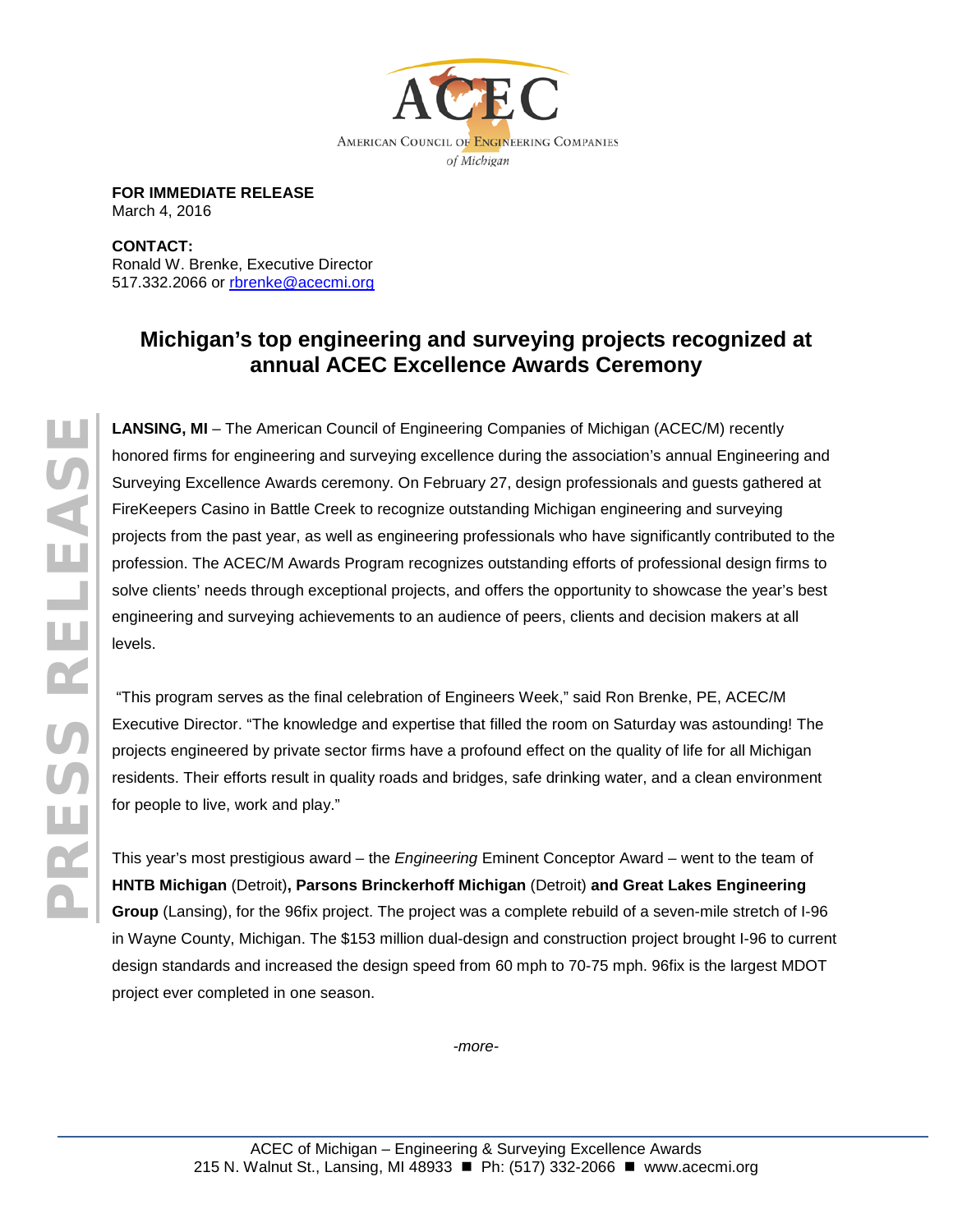AMERICAN COUNCIL OF ENGINEERING COMPANIES *of Michigan*

**FOR IMMEDIATE RELEASE**
March 4, 2016

**CONTACT:**
Ronald W. Brenke, Executive Director
517.332.2066 or rbrenke@acecmi.org

# Michigan's top engineering and surveying projects recognized at annual ACEC Excellence Awards Ceremony

PRESS RELEASE

**LANSING, MI** – The American Council of Engineering Companies of Michigan (ACEC/M) recently honored firms for engineering and surveying excellence during the association's annual Engineering and Surveying Excellence Awards ceremony. On February 27, design professionals and guests gathered at FireKeepers Casino in Battle Creek to recognize outstanding Michigan engineering and surveying projects from the past year, as well as engineering professionals who have significantly contributed to the profession. The ACEC/M Awards Program recognizes outstanding efforts of professional design firms to solve clients' needs through exceptional projects, and offers the opportunity to showcase the year's best engineering and surveying achievements to an audience of peers, clients and decision makers at all levels.

"This program serves as the final celebration of Engineers Week," said Ron Brenke, PE, ACEC/M Executive Director. "The knowledge and expertise that filled the room on Saturday was astounding! The projects engineered by private sector firms have a profound effect on the quality of life for all Michigan residents. Their efforts result in quality roads and bridges, safe drinking water, and a clean environment for people to live, work and play."

This year's most prestigious award – the *Engineering* Eminent Conceptor Award – went to the team of **HNTB Michigan** (Detroit)**, Parsons Brinckerhoff Michigan** (Detroit) **and Great Lakes Engineering Group** (Lansing), for the 96fix project. The project was a complete rebuild of a seven-mile stretch of I-96 in Wayne County, Michigan. The $153 million dual-design and construction project brought I-96 to current design standards and increased the design speed from 60 mph to 70-75 mph. 96fix is the largest MDOT project ever completed in one season.

*-more-*

ACEC of Michigan – Engineering & Surveying Excellence Awards
215 N. Walnut St., Lansing, MI 48933 ■ Ph: (517) 332-2066 ■ www.acecmi.org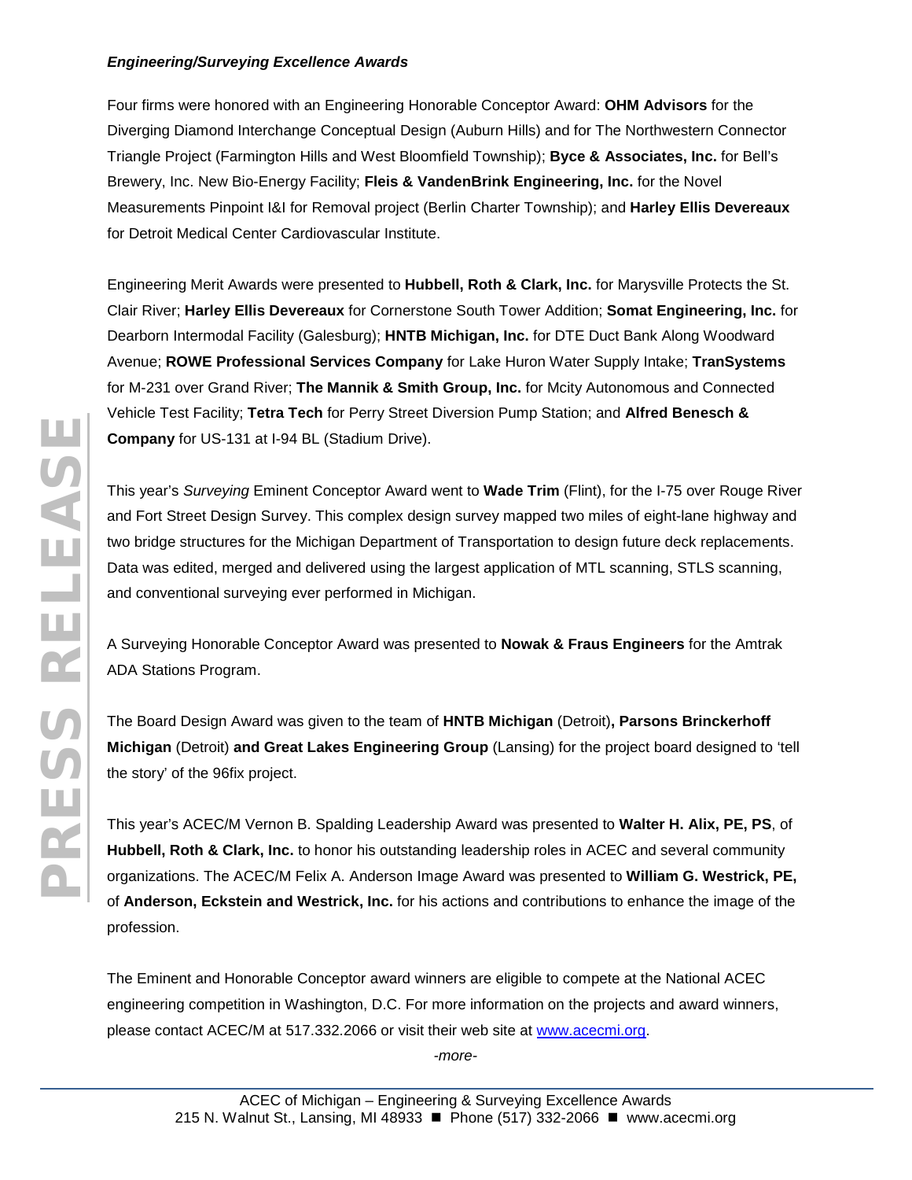***Engineering/Surveying Excellence Awards***

Four firms were honored with an Engineering Honorable Conceptor Award: **OHM Advisors** for the Diverging Diamond Interchange Conceptual Design (Auburn Hills) and for The Northwestern Connector Triangle Project (Farmington Hills and West Bloomfield Township); **Byce & Associates, Inc.** for Bell's Brewery, Inc. New Bio-Energy Facility; **Fleis & VandenBrink Engineering, Inc.** for the Novel Measurements Pinpoint I&I for Removal project (Berlin Charter Township); and **Harley Ellis Devereaux** for Detroit Medical Center Cardiovascular Institute.

Engineering Merit Awards were presented to **Hubbell, Roth & Clark, Inc.** for Marysville Protects the St. Clair River; **Harley Ellis Devereaux** for Cornerstone South Tower Addition; **Somat Engineering, Inc.** for Dearborn Intermodal Facility (Galesburg); **HNTB Michigan, Inc.** for DTE Duct Bank Along Woodward Avenue; **ROWE Professional Services Company** for Lake Huron Water Supply Intake; **TranSystems** for M-231 over Grand River; **The Mannik & Smith Group, Inc.** for Mcity Autonomous and Connected Vehicle Test Facility; **Tetra Tech** for Perry Street Diversion Pump Station; and **Alfred Benesch & Company** for US-131 at I-94 BL (Stadium Drive).

This year's *Surveying* Eminent Conceptor Award went to **Wade Trim** (Flint), for the I-75 over Rouge River and Fort Street Design Survey. This complex design survey mapped two miles of eight-lane highway and two bridge structures for the Michigan Department of Transportation to design future deck replacements. Data was edited, merged and delivered using the largest application of MTL scanning, STLS scanning, and conventional surveying ever performed in Michigan.

A Surveying Honorable Conceptor Award was presented to **Nowak & Fraus Engineers** for the Amtrak ADA Stations Program.

The Board Design Award was given to the team of **HNTB Michigan** (Detroit)**, Parsons Brinckerhoff Michigan** (Detroit) **and Great Lakes Engineering Group** (Lansing) for the project board designed to 'tell the story' of the 96fix project.

This year's ACEC/M Vernon B. Spalding Leadership Award was presented to **Walter H. Alix, PE, PS**, of **Hubbell, Roth & Clark, Inc.** to honor his outstanding leadership roles in ACEC and several community organizations. The ACEC/M Felix A. Anderson Image Award was presented to **William G. Westrick, PE,** of **Anderson, Eckstein and Westrick, Inc.** for his actions and contributions to enhance the image of the profession.

The Eminent and Honorable Conceptor award winners are eligible to compete at the National ACEC engineering competition in Washington, D.C. For more information on the projects and award winners, please contact ACEC/M at 517.332.2066 or visit their web site at [www.acecmi.org](http://www.acecmi.org).

*-more-*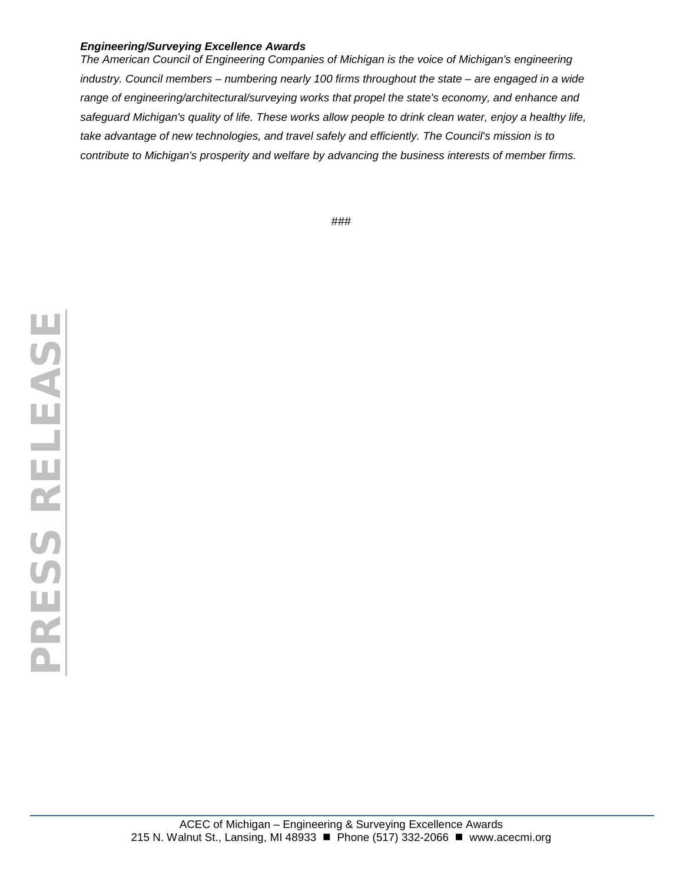***Engineering/Surveying Excellence Awards***

*The American Council of Engineering Companies of Michigan is the voice of Michigan's engineering industry. Council members – numbering nearly 100 firms throughout the state – are engaged in a wide range of engineering/architectural/surveying works that propel the state's economy, and enhance and safeguard Michigan's quality of life. These works allow people to drink clean water, enjoy a healthy life, take advantage of new technologies, and travel safely and efficiently. The Council's mission is to contribute to Michigan's prosperity and welfare by advancing the business interests of member firms.*

###

PRESS RELEASE

ACEC of Michigan – Engineering & Surveying Excellence Awards
215 N. Walnut St., Lansing, MI 48933 ■ Phone (517) 332-2066 ■ www.acecmi.org